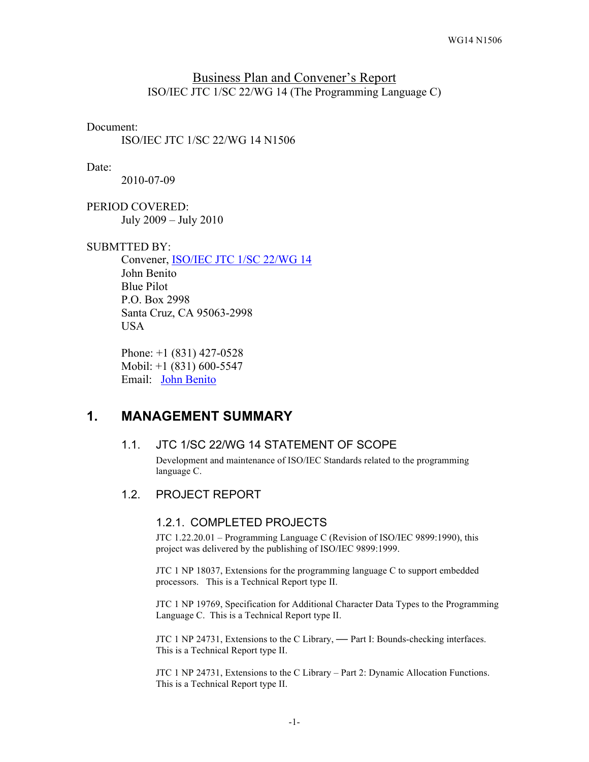# Business Plan and Convener's Report

ISO/IEC JTC 1/SC 22/WG 14 (The Programming Language C)

Document:

ISO/IEC JTC 1/SC 22/WG 14 N1506

Date:

2010-07-09

PERIOD COVERED:

July 2009 – July 2010

SUBMTTED BY:

Convener, ISO/IEC JTC 1/SC 22/WG 14
John Benito
Blue Pilot
P.O. Box 2998
Santa Cruz, CA 95063-2998
USA

Phone: +1 (831) 427-0528
Mobil: +1 (831) 600-5547
Email: John Benito

## 1. MANAGEMENT SUMMARY

### 1.1. JTC 1/SC 22/WG 14 STATEMENT OF SCOPE

Development and maintenance of ISO/IEC Standards related to the programming language C.

### 1.2. PROJECT REPORT

#### 1.2.1. COMPLETED PROJECTS

JTC 1.22.20.01 – Programming Language C (Revision of ISO/IEC 9899:1990), this project was delivered by the publishing of ISO/IEC 9899:1999.

JTC 1 NP 18037, Extensions for the programming language C to support embedded processors. This is a Technical Report type II.

JTC 1 NP 19769, Specification for Additional Character Data Types to the Programming Language C. This is a Technical Report type II.

JTC 1 NP 24731, Extensions to the C Library, — Part I: Bounds-checking interfaces. This is a Technical Report type II.

JTC 1 NP 24731, Extensions to the C Library – Part 2: Dynamic Allocation Functions. This is a Technical Report type II.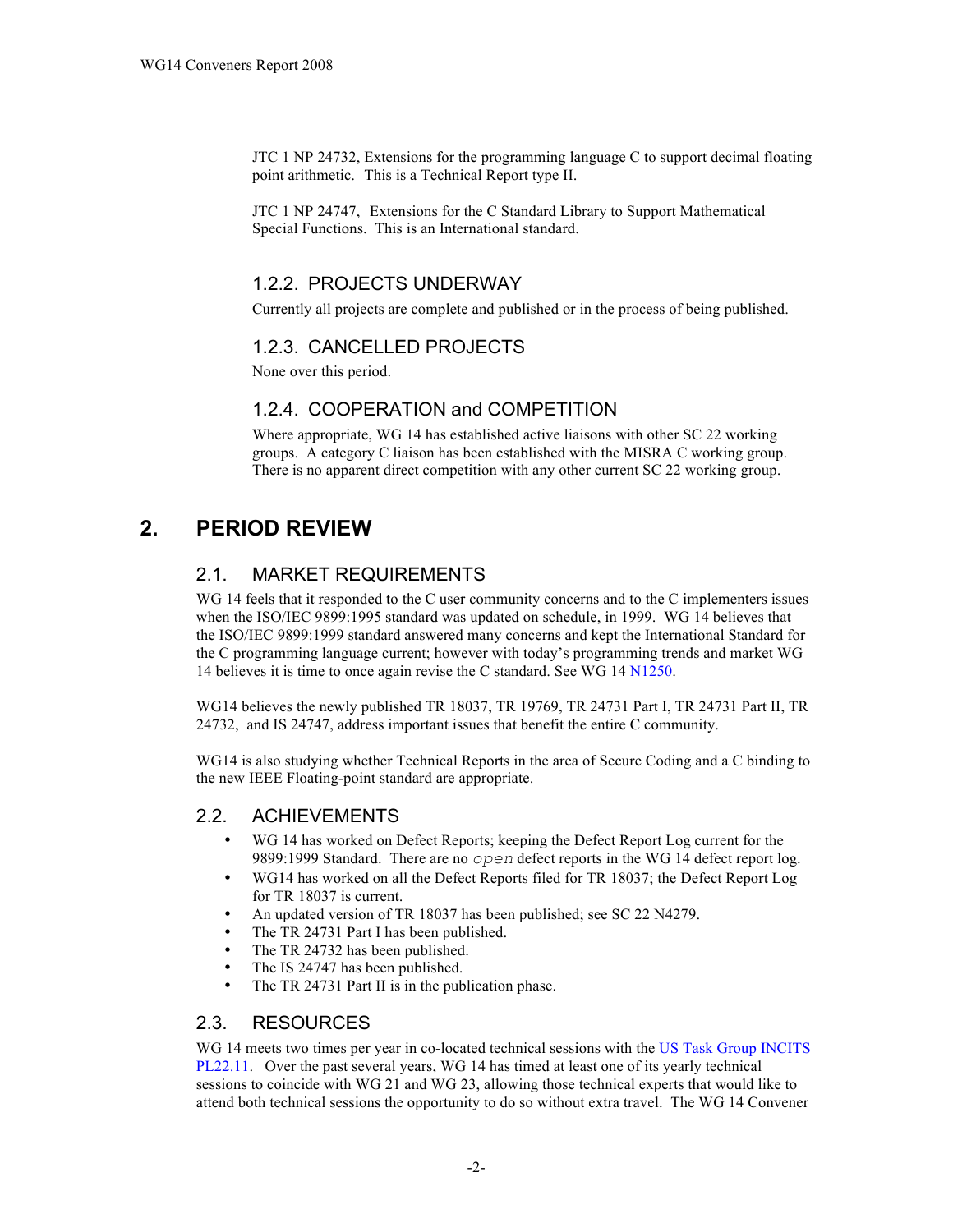JTC 1 NP 24732, Extensions for the programming language C to support decimal floating point arithmetic. This is a Technical Report type II.

JTC 1 NP 24747, Extensions for the C Standard Library to Support Mathematical Special Functions. This is an International standard.

### 1.2.2. PROJECTS UNDERWAY

Currently all projects are complete and published or in the process of being published.

### 1.2.3. CANCELLED PROJECTS

None over this period.

### 1.2.4. COOPERATION and COMPETITION

Where appropriate, WG 14 has established active liaisons with other SC 22 working groups. A category C liaison has been established with the MISRA C working group. There is no apparent direct competition with any other current SC 22 working group.

# 2. PERIOD REVIEW

## 2.1. MARKET REQUIREMENTS

WG 14 feels that it responded to the C user community concerns and to the C implementers issues when the ISO/IEC 9899:1995 standard was updated on schedule, in 1999. WG 14 believes that the ISO/IEC 9899:1999 standard answered many concerns and kept the International Standard for the C programming language current; however with today's programming trends and market WG 14 believes it is time to once again revise the C standard. See WG 14 N1250.

WG14 believes the newly published TR 18037, TR 19769, TR 24731 Part I, TR 24731 Part II, TR 24732, and IS 24747, address important issues that benefit the entire C community.

WG14 is also studying whether Technical Reports in the area of Secure Coding and a C binding to the new IEEE Floating-point standard are appropriate.

## 2.2. ACHIEVEMENTS

- WG 14 has worked on Defect Reports; keeping the Defect Report Log current for the 9899:1999 Standard. There are no `open` defect reports in the WG 14 defect report log.
- WG14 has worked on all the Defect Reports filed for TR 18037; the Defect Report Log for TR 18037 is current.
- An updated version of TR 18037 has been published; see SC 22 N4279.
- The TR 24731 Part I has been published.
- The TR 24732 has been published.
- The IS 24747 has been published.
- The TR 24731 Part II is in the publication phase.

## 2.3. RESOURCES

WG 14 meets two times per year in co-located technical sessions with the US Task Group INCITS PL22.11. Over the past several years, WG 14 has timed at least one of its yearly technical sessions to coincide with WG 21 and WG 23, allowing those technical experts that would like to attend both technical sessions the opportunity to do so without extra travel. The WG 14 Convener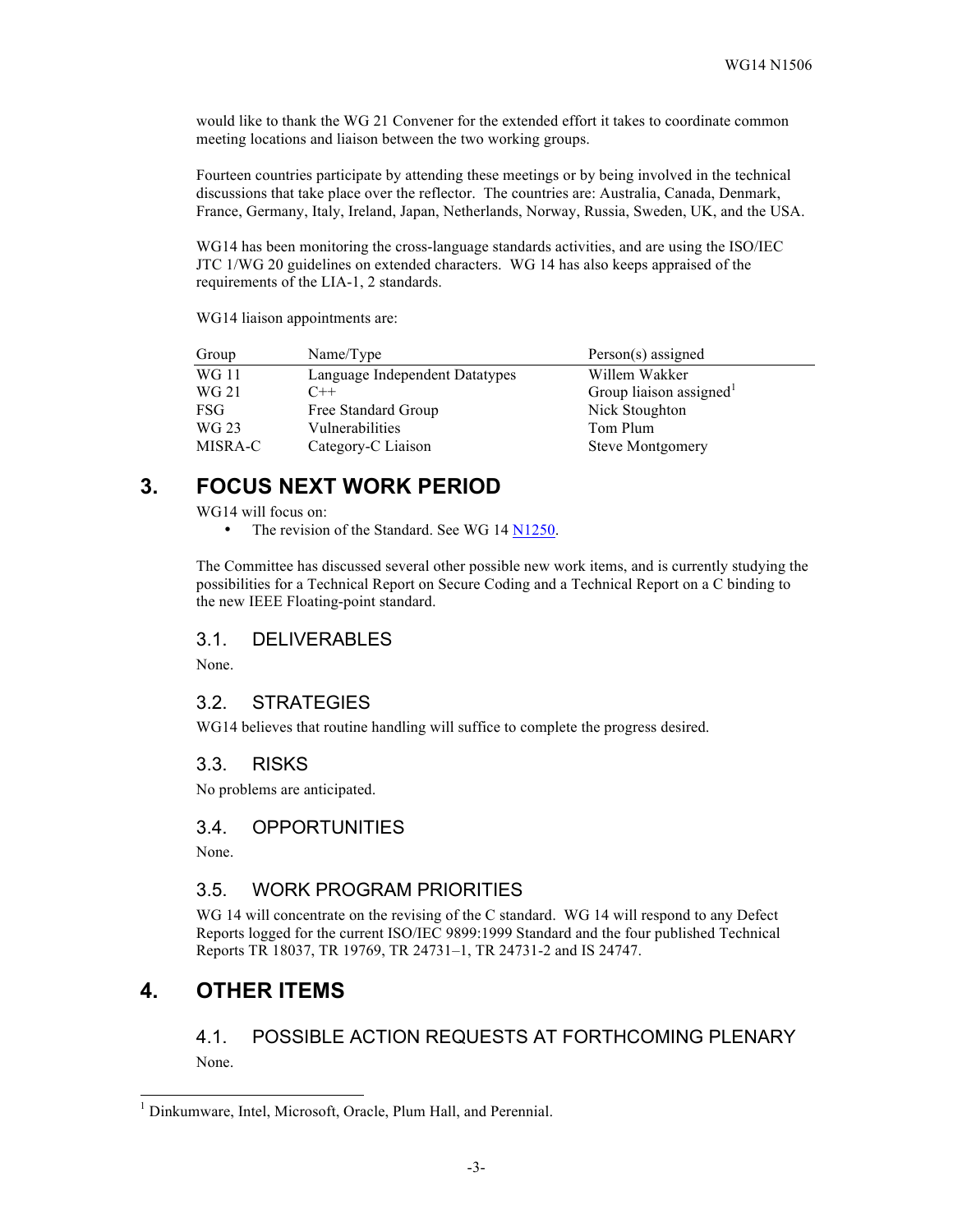would like to thank the WG 21 Convener for the extended effort it takes to coordinate common meeting locations and liaison between the two working groups.

Fourteen countries participate by attending these meetings or by being involved in the technical discussions that take place over the reflector. The countries are: Australia, Canada, Denmark, France, Germany, Italy, Ireland, Japan, Netherlands, Norway, Russia, Sweden, UK, and the USA.

WG14 has been monitoring the cross-language standards activities, and are using the ISO/IEC JTC 1/WG 20 guidelines on extended characters. WG 14 has also keeps appraised of the requirements of the LIA-1, 2 standards.

WG14 liaison appointments are:

| Group | Name/Type | Person(s) assigned |
|---|---|---|
| WG 11 | Language Independent Datatypes | Willem Wakker |
| WG 21 | C++ | Group liaison assigned[1] |
| FSG | Free Standard Group | Nick Stoughton |
| WG 23 | Vulnerabilities | Tom Plum |
| MISRA-C | Category-C Liaison | Steve Montgomery |

# 3. FOCUS NEXT WORK PERIOD

WG14 will focus on:

- The revision of the Standard. See WG 14 N1250.

The Committee has discussed several other possible new work items, and is currently studying the possibilities for a Technical Report on Secure Coding and a Technical Report on a C binding to the new IEEE Floating-point standard.

## 3.1. DELIVERABLES

None.

## 3.2. STRATEGIES

WG14 believes that routine handling will suffice to complete the progress desired.

## 3.3. RISKS

No problems are anticipated.

## 3.4. OPPORTUNITIES

None.

## 3.5. WORK PROGRAM PRIORITIES

WG 14 will concentrate on the revising of the C standard. WG 14 will respond to any Defect Reports logged for the current ISO/IEC 9899:1999 Standard and the four published Technical Reports TR 18037, TR 19769, TR 24731–1, TR 24731-2 and IS 24747.

# 4. OTHER ITEMS

## 4.1. POSSIBLE ACTION REQUESTS AT FORTHCOMING PLENARY

None.

---

[1] Dinkumware, Intel, Microsoft, Oracle, Plum Hall, and Perennial.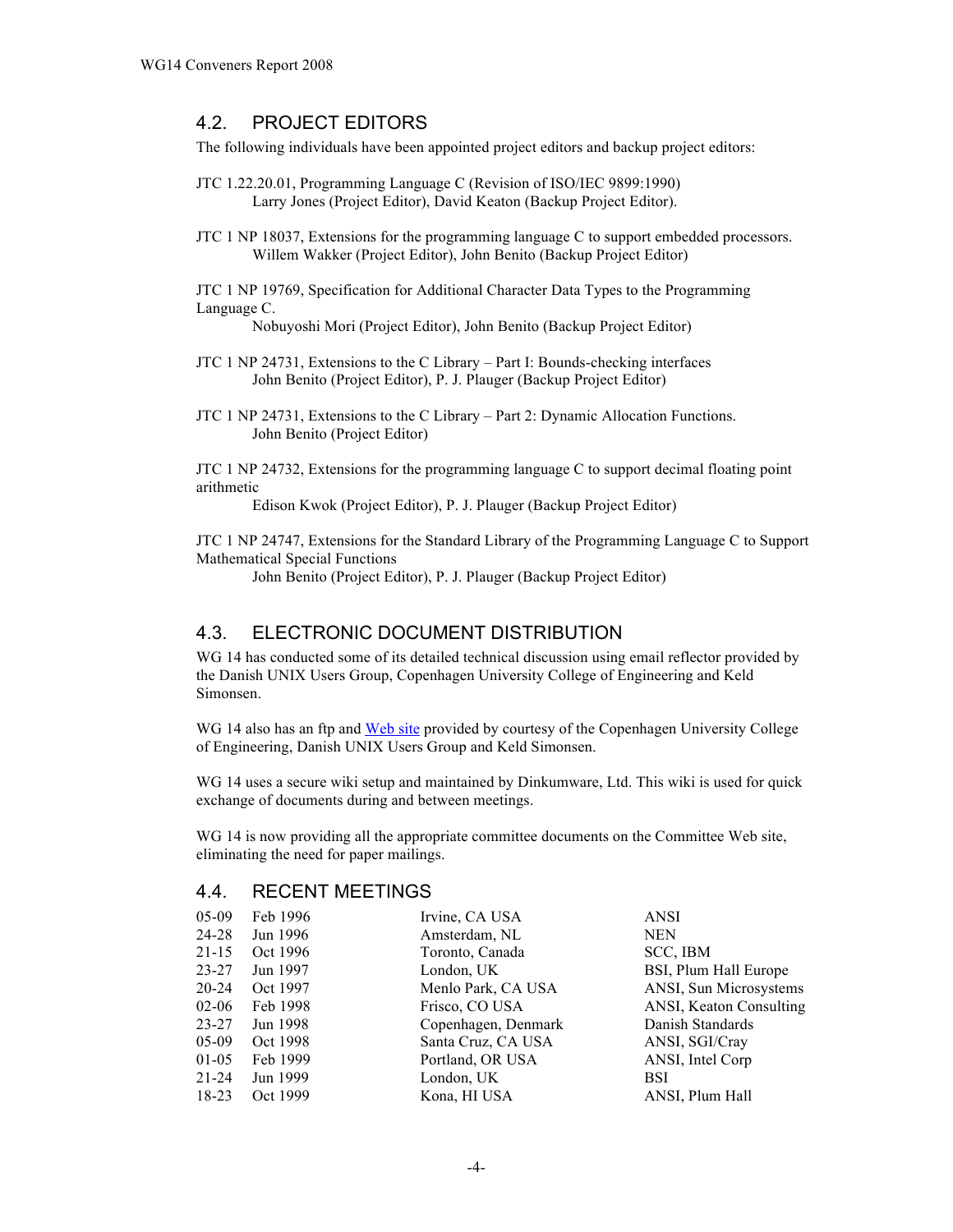## 4.2. PROJECT EDITORS

The following individuals have been appointed project editors and backup project editors:

JTC 1.22.20.01, Programming Language C (Revision of ISO/IEC 9899:1990)
Larry Jones (Project Editor), David Keaton (Backup Project Editor).

JTC 1 NP 18037, Extensions for the programming language C to support embedded processors.
Willem Wakker (Project Editor), John Benito (Backup Project Editor)

JTC 1 NP 19769, Specification for Additional Character Data Types to the Programming Language C.
Nobuyoshi Mori (Project Editor), John Benito (Backup Project Editor)

JTC 1 NP 24731, Extensions to the C Library – Part I: Bounds-checking interfaces
John Benito (Project Editor), P. J. Plauger (Backup Project Editor)

JTC 1 NP 24731, Extensions to the C Library – Part 2: Dynamic Allocation Functions.
John Benito (Project Editor)

JTC 1 NP 24732, Extensions for the programming language C to support decimal floating point arithmetic
Edison Kwok (Project Editor), P. J. Plauger (Backup Project Editor)

JTC 1 NP 24747, Extensions for the Standard Library of the Programming Language C to Support Mathematical Special Functions
John Benito (Project Editor), P. J. Plauger (Backup Project Editor)

## 4.3. ELECTRONIC DOCUMENT DISTRIBUTION

WG 14 has conducted some of its detailed technical discussion using email reflector provided by the Danish UNIX Users Group, Copenhagen University College of Engineering and Keld Simonsen.

WG 14 also has an ftp and Web site provided by courtesy of the Copenhagen University College of Engineering, Danish UNIX Users Group and Keld Simonsen.

WG 14 uses a secure wiki setup and maintained by Dinkumware, Ltd. This wiki is used for quick exchange of documents during and between meetings.

WG 14 is now providing all the appropriate committee documents on the Committee Web site, eliminating the need for paper mailings.

## 4.4. RECENT MEETINGS

| | | | |
|---|---|---|---|
| 05-09 | Feb 1996 | Irvine, CA USA | ANSI |
| 24-28 | Jun 1996 | Amsterdam, NL | NEN |
| 21-15 | Oct 1996 | Toronto, Canada | SCC, IBM |
| 23-27 | Jun 1997 | London, UK | BSI, Plum Hall Europe |
| 20-24 | Oct 1997 | Menlo Park, CA USA | ANSI, Sun Microsystems |
| 02-06 | Feb 1998 | Frisco, CO USA | ANSI, Keaton Consulting |
| 23-27 | Jun 1998 | Copenhagen, Denmark | Danish Standards |
| 05-09 | Oct 1998 | Santa Cruz, CA USA | ANSI, SGI/Cray |
| 01-05 | Feb 1999 | Portland, OR USA | ANSI, Intel Corp |
| 21-24 | Jun 1999 | London, UK | BSI |
| 18-23 | Oct 1999 | Kona, HI USA | ANSI, Plum Hall |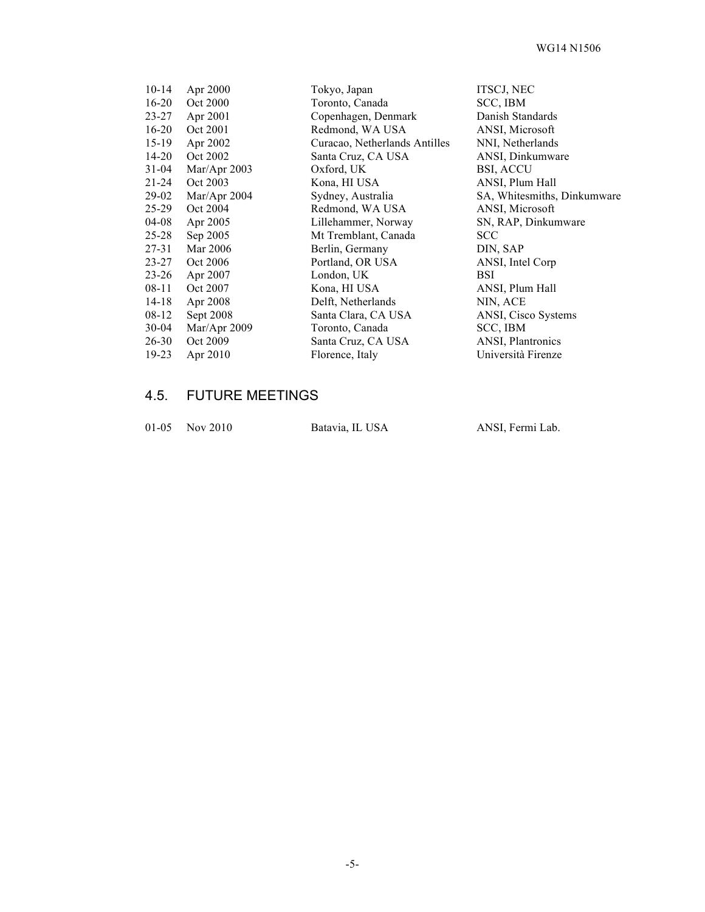| | | | |
|---|---|---|---|
| 10-14 | Apr 2000 | Tokyo, Japan | ITSCJ, NEC |
| 16-20 | Oct 2000 | Toronto, Canada | SCC, IBM |
| 23-27 | Apr 2001 | Copenhagen, Denmark | Danish Standards |
| 16-20 | Oct 2001 | Redmond, WA USA | ANSI, Microsoft |
| 15-19 | Apr 2002 | Curacao, Netherlands Antilles | NNI, Netherlands |
| 14-20 | Oct 2002 | Santa Cruz, CA USA | ANSI, Dinkumware |
| 31-04 | Mar/Apr 2003 | Oxford, UK | BSI, ACCU |
| 21-24 | Oct 2003 | Kona, HI USA | ANSI, Plum Hall |
| 29-02 | Mar/Apr 2004 | Sydney, Australia | SA, Whitesmiths, Dinkumware |
| 25-29 | Oct 2004 | Redmond, WA USA | ANSI, Microsoft |
| 04-08 | Apr 2005 | Lillehammer, Norway | SN, RAP, Dinkumware |
| 25-28 | Sep 2005 | Mt Tremblant, Canada | SCC |
| 27-31 | Mar 2006 | Berlin, Germany | DIN, SAP |
| 23-27 | Oct 2006 | Portland, OR USA | ANSI, Intel Corp |
| 23-26 | Apr 2007 | London, UK | BSI |
| 08-11 | Oct 2007 | Kona, HI USA | ANSI, Plum Hall |
| 14-18 | Apr 2008 | Delft, Netherlands | NIN, ACE |
| 08-12 | Sept 2008 | Santa Clara, CA USA | ANSI, Cisco Systems |
| 30-04 | Mar/Apr 2009 | Toronto, Canada | SCC, IBM |
| 26-30 | Oct 2009 | Santa Cruz, CA USA | ANSI, Plantronics |
| 19-23 | Apr 2010 | Florence, Italy | Università Firenze |

## 4.5. FUTURE MEETINGS

| | | | |
|---|---|---|---|
| 01-05 | Nov 2010 | Batavia, IL USA | ANSI, Fermi Lab. |